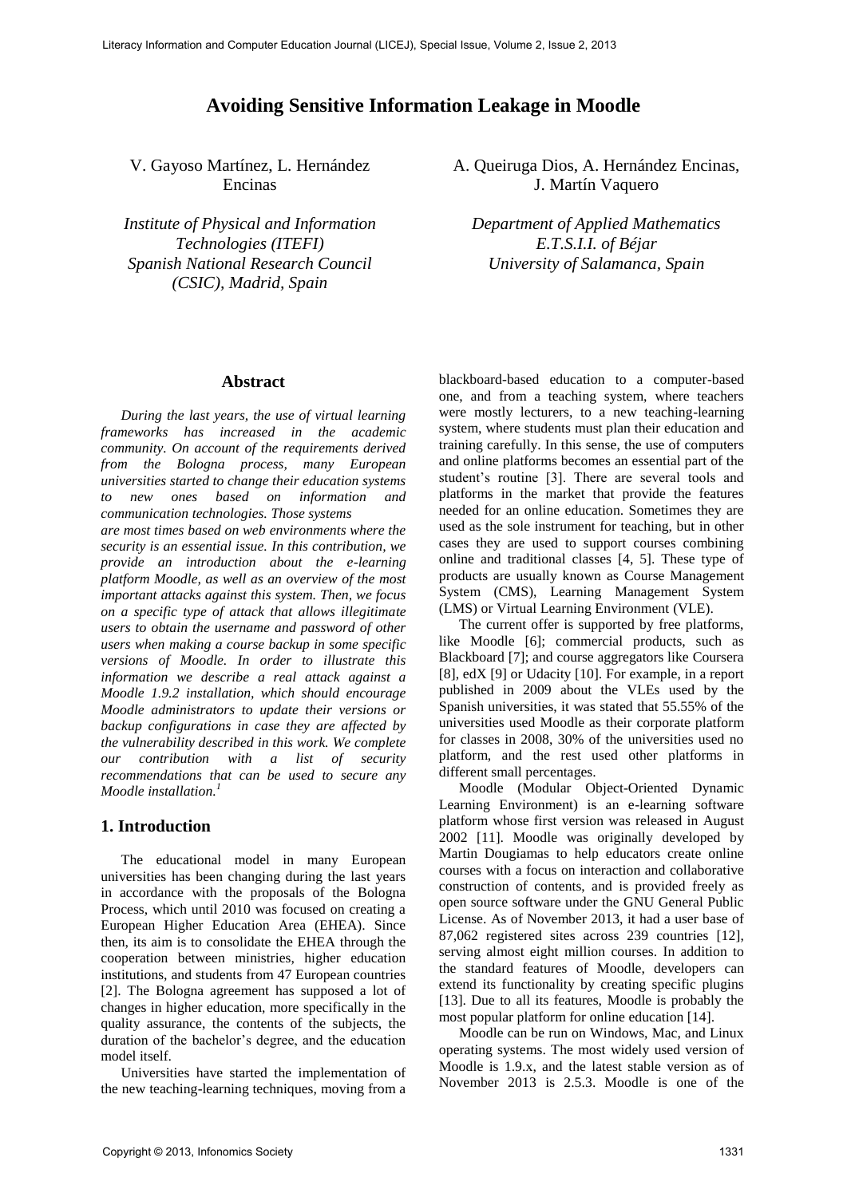# Avoiding Sensitive Information Leakage in Moodle

V. Gayoso Martínez, L. Hernández Encinas

*Institute of Physical and Information Technologies (ITEFI)*
*Spanish National Research Council (CSIC), Madrid, Spain*

A. Queiruga Dios, A. Hernández Encinas, J. Martín Vaquero

*Department of Applied Mathematics*
*E.T.S.I.I. of Béjar*
*University of Salamanca, Spain*

## Abstract

*During the last years, the use of virtual learning frameworks has increased in the academic community. On account of the requirements derived from the Bologna process, many European universities started to change their education systems to new ones based on information and communication technologies. Those systems are most times based on web environments where the security is an essential issue. In this contribution, we provide an introduction about the e-learning platform Moodle, as well as an overview of the most important attacks against this system. Then, we focus on a specific type of attack that allows illegitimate users to obtain the username and password of other users when making a course backup in some specific versions of Moodle. In order to illustrate this information we describe a real attack against a Moodle 1.9.2 installation, which should encourage Moodle administrators to update their versions or backup configurations in case they are affected by the vulnerability described in this work. We complete our contribution with a list of security recommendations that can be used to secure any Moodle installation.*[1]

## 1. Introduction

The educational model in many European universities has been changing during the last years in accordance with the proposals of the Bologna Process, which until 2010 was focused on creating a European Higher Education Area (EHEA). Since then, its aim is to consolidate the EHEA through the cooperation between ministries, higher education institutions, and students from 47 European countries [2]. The Bologna agreement has supposed a lot of changes in higher education, more specifically in the quality assurance, the contents of the subjects, the duration of the bachelor's degree, and the education model itself.

Universities have started the implementation of the new teaching-learning techniques, moving from a blackboard-based education to a computer-based one, and from a teaching system, where teachers were mostly lecturers, to a new teaching-learning system, where students must plan their education and training carefully. In this sense, the use of computers and online platforms becomes an essential part of the student's routine [3]. There are several tools and platforms in the market that provide the features needed for an online education. Sometimes they are used as the sole instrument for teaching, but in other cases they are used to support courses combining online and traditional classes [4, 5]. These type of products are usually known as Course Management System (CMS), Learning Management System (LMS) or Virtual Learning Environment (VLE).

The current offer is supported by free platforms, like Moodle [6]; commercial products, such as Blackboard [7]; and course aggregators like Coursera [8], edX [9] or Udacity [10]. For example, in a report published in 2009 about the VLEs used by the Spanish universities, it was stated that 55.55% of the universities used Moodle as their corporate platform for classes in 2008, 30% of the universities used no platform, and the rest used other platforms in different small percentages.

Moodle (Modular Object-Oriented Dynamic Learning Environment) is an e-learning software platform whose first version was released in August 2002 [11]. Moodle was originally developed by Martin Dougiamas to help educators create online courses with a focus on interaction and collaborative construction of contents, and is provided freely as open source software under the GNU General Public License. As of November 2013, it had a user base of 87,062 registered sites across 239 countries [12], serving almost eight million courses. In addition to the standard features of Moodle, developers can extend its functionality by creating specific plugins [13]. Due to all its features, Moodle is probably the most popular platform for online education [14].

Moodle can be run on Windows, Mac, and Linux operating systems. The most widely used version of Moodle is 1.9.x, and the latest stable version as of November 2013 is 2.5.3. Moodle is one of the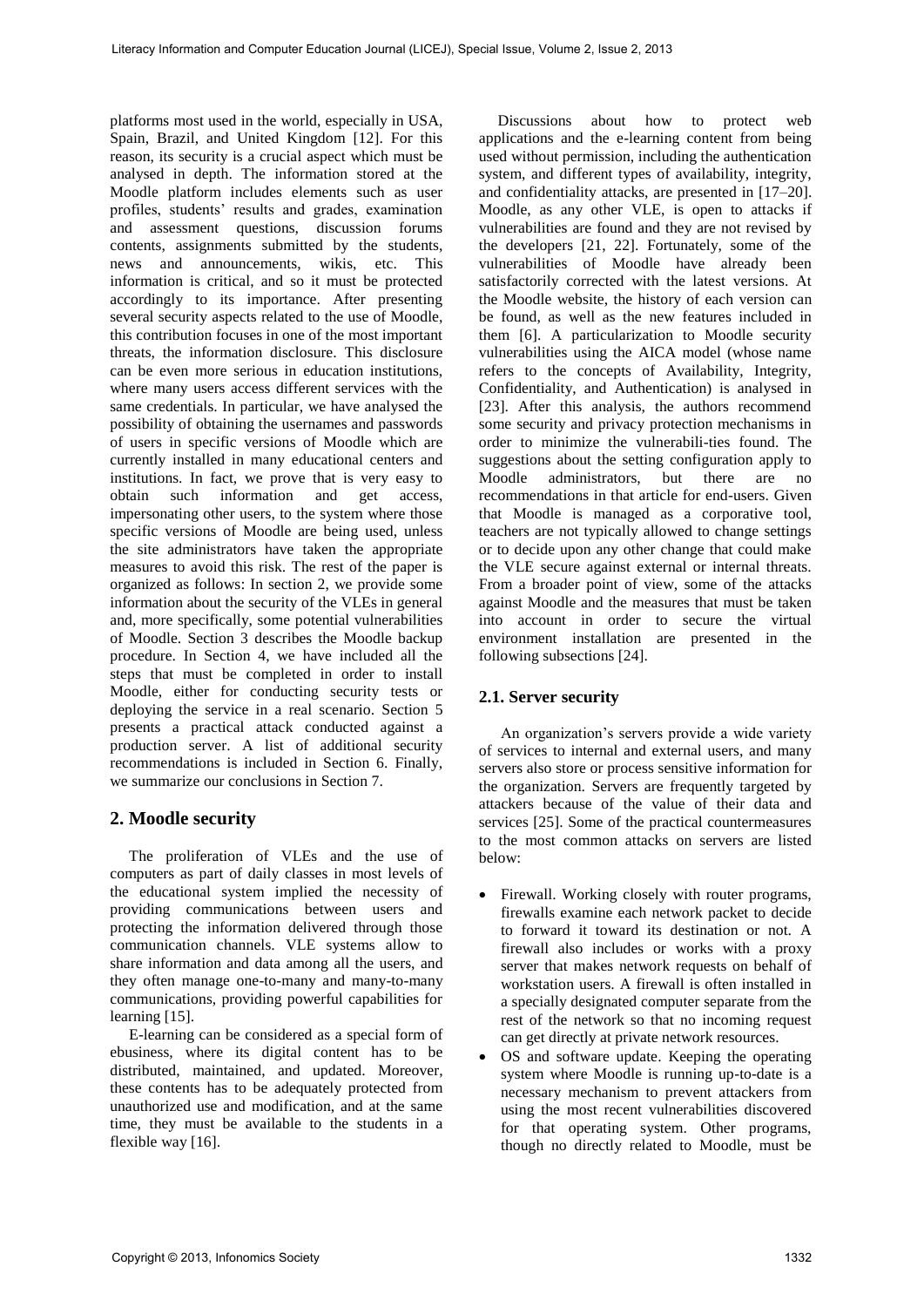platforms most used in the world, especially in USA, Spain, Brazil, and United Kingdom [12]. For this reason, its security is a crucial aspect which must be analysed in depth. The information stored at the Moodle platform includes elements such as user profiles, students' results and grades, examination and assessment questions, discussion forums contents, assignments submitted by the students, news and announcements, wikis, etc. This information is critical, and so it must be protected accordingly to its importance. After presenting several security aspects related to the use of Moodle, this contribution focuses in one of the most important threats, the information disclosure. This disclosure can be even more serious in education institutions, where many users access different services with the same credentials. In particular, we have analysed the possibility of obtaining the usernames and passwords of users in specific versions of Moodle which are currently installed in many educational centers and institutions. In fact, we prove that is very easy to obtain such information and get access, impersonating other users, to the system where those specific versions of Moodle are being used, unless the site administrators have taken the appropriate measures to avoid this risk. The rest of the paper is organized as follows: In section 2, we provide some information about the security of the VLEs in general and, more specifically, some potential vulnerabilities of Moodle. Section 3 describes the Moodle backup procedure. In Section 4, we have included all the steps that must be completed in order to install Moodle, either for conducting security tests or deploying the service in a real scenario. Section 5 presents a practical attack conducted against a production server. A list of additional security recommendations is included in Section 6. Finally, we summarize our conclusions in Section 7.

## 2. Moodle security

The proliferation of VLEs and the use of computers as part of daily classes in most levels of the educational system implied the necessity of providing communications between users and protecting the information delivered through those communication channels. VLE systems allow to share information and data among all the users, and they often manage one-to-many and many-to-many communications, providing powerful capabilities for learning [15].

E-learning can be considered as a special form of ebusiness, where its digital content has to be distributed, maintained, and updated. Moreover, these contents has to be adequately protected from unauthorized use and modification, and at the same time, they must be available to the students in a flexible way [16].

Discussions about how to protect web applications and the e-learning content from being used without permission, including the authentication system, and different types of availability, integrity, and confidentiality attacks, are presented in [17–20]. Moodle, as any other VLE, is open to attacks if vulnerabilities are found and they are not revised by the developers [21, 22]. Fortunately, some of the vulnerabilities of Moodle have already been satisfactorily corrected with the latest versions. At the Moodle website, the history of each version can be found, as well as the new features included in them [6]. A particularization to Moodle security vulnerabilities using the AICA model (whose name refers to the concepts of Availability, Integrity, Confidentiality, and Authentication) is analysed in [23]. After this analysis, the authors recommend some security and privacy protection mechanisms in order to minimize the vulnerabili-ties found. The suggestions about the setting configuration apply to Moodle administrators, but there are no recommendations in that article for end-users. Given that Moodle is managed as a corporative tool, teachers are not typically allowed to change settings or to decide upon any other change that could make the VLE secure against external or internal threats. From a broader point of view, some of the attacks against Moodle and the measures that must be taken into account in order to secure the virtual environment installation are presented in the following subsections [24].

### 2.1. Server security

An organization's servers provide a wide variety of services to internal and external users, and many servers also store or process sensitive information for the organization. Servers are frequently targeted by attackers because of the value of their data and services [25]. Some of the practical countermeasures to the most common attacks on servers are listed below:

- Firewall. Working closely with router programs, firewalls examine each network packet to decide to forward it toward its destination or not. A firewall also includes or works with a proxy server that makes network requests on behalf of workstation users. A firewall is often installed in a specially designated computer separate from the rest of the network so that no incoming request can get directly at private network resources.
- OS and software update. Keeping the operating system where Moodle is running up-to-date is a necessary mechanism to prevent attackers from using the most recent vulnerabilities discovered for that operating system. Other programs, though no directly related to Moodle, must be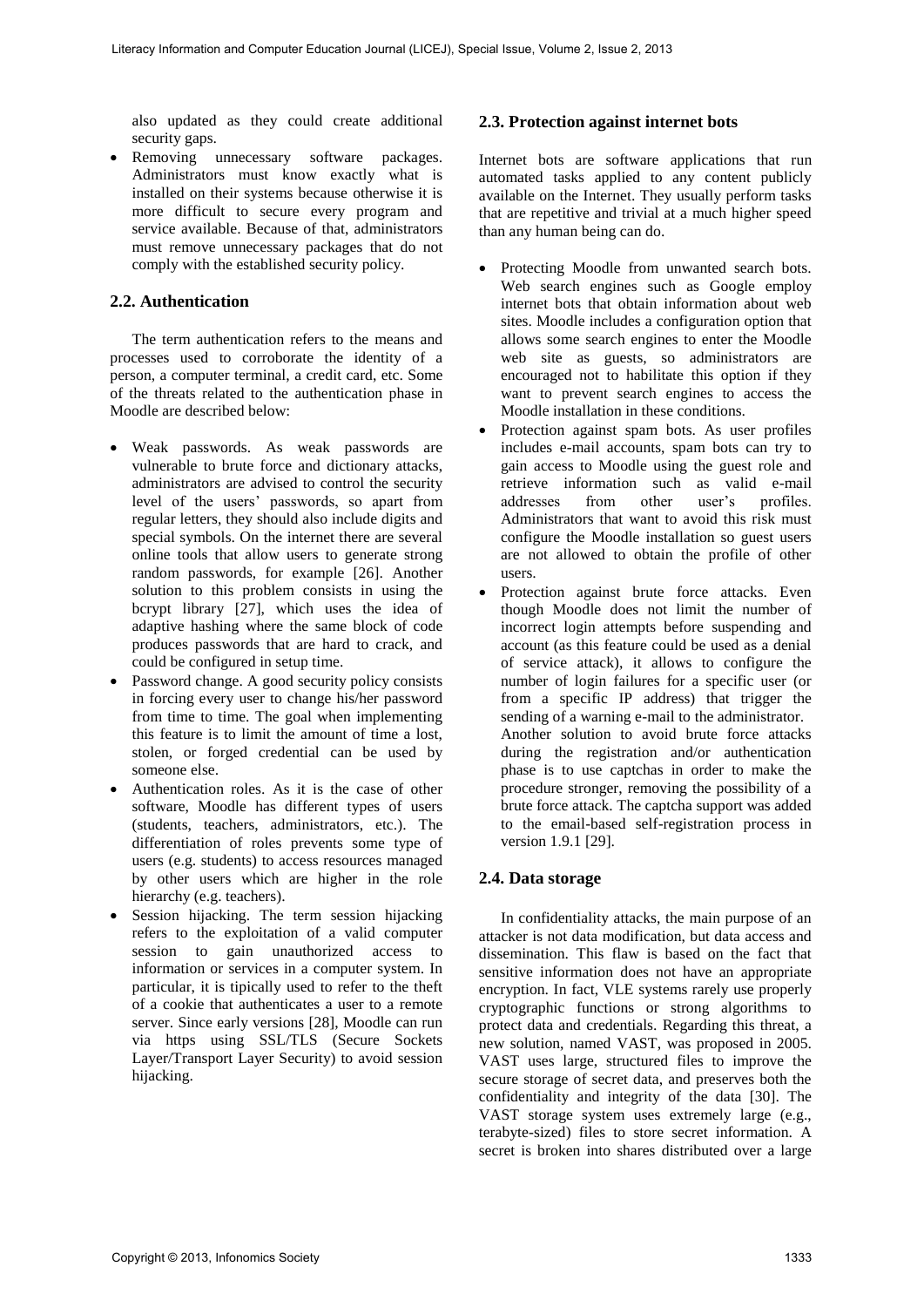also updated as they could create additional security gaps.
- Removing unnecessary software packages. Administrators must know exactly what is installed on their systems because otherwise it is more difficult to secure every program and service available. Because of that, administrators must remove unnecessary packages that do not comply with the established security policy.

## 2.2. Authentication

The term authentication refers to the means and processes used to corroborate the identity of a person, a computer terminal, a credit card, etc. Some of the threats related to the authentication phase in Moodle are described below:

- Weak passwords. As weak passwords are vulnerable to brute force and dictionary attacks, administrators are advised to control the security level of the users' passwords, so apart from regular letters, they should also include digits and special symbols. On the internet there are several online tools that allow users to generate strong random passwords, for example [26]. Another solution to this problem consists in using the bcrypt library [27], which uses the idea of adaptive hashing where the same block of code produces passwords that are hard to crack, and could be configured in setup time.
- Password change. A good security policy consists in forcing every user to change his/her password from time to time. The goal when implementing this feature is to limit the amount of time a lost, stolen, or forged credential can be used by someone else.
- Authentication roles. As it is the case of other software, Moodle has different types of users (students, teachers, administrators, etc.). The differentiation of roles prevents some type of users (e.g. students) to access resources managed by other users which are higher in the role hierarchy (e.g. teachers).
- Session hijacking. The term session hijacking refers to the exploitation of a valid computer session to gain unauthorized access to information or services in a computer system. In particular, it is tipically used to refer to the theft of a cookie that authenticates a user to a remote server. Since early versions [28], Moodle can run via https using SSL/TLS (Secure Sockets Layer/Transport Layer Security) to avoid session hijacking.

## 2.3. Protection against internet bots

Internet bots are software applications that run automated tasks applied to any content publicly available on the Internet. They usually perform tasks that are repetitive and trivial at a much higher speed than any human being can do.

- Protecting Moodle from unwanted search bots. Web search engines such as Google employ internet bots that obtain information about web sites. Moodle includes a configuration option that allows some search engines to enter the Moodle web site as guests, so administrators are encouraged not to habilitate this option if they want to prevent search engines to access the Moodle installation in these conditions.
- Protection against spam bots. As user profiles includes e-mail accounts, spam bots can try to gain access to Moodle using the guest role and retrieve information such as valid e-mail addresses from other user's profiles. Administrators that want to avoid this risk must configure the Moodle installation so guest users are not allowed to obtain the profile of other users.
- Protection against brute force attacks. Even though Moodle does not limit the number of incorrect login attempts before suspending and account (as this feature could be used as a denial of service attack), it allows to configure the number of login failures for a specific user (or from a specific IP address) that trigger the sending of a warning e-mail to the administrator.
  Another solution to avoid brute force attacks during the registration and/or authentication phase is to use captchas in order to make the procedure stronger, removing the possibility of a brute force attack. The captcha support was added to the email-based self-registration process in version 1.9.1 [29].

## 2.4. Data storage

In confidentiality attacks, the main purpose of an attacker is not data modification, but data access and dissemination. This flaw is based on the fact that sensitive information does not have an appropriate encryption. In fact, VLE systems rarely use properly cryptographic functions or strong algorithms to protect data and credentials. Regarding this threat, a new solution, named VAST, was proposed in 2005. VAST uses large, structured files to improve the secure storage of secret data, and preserves both the confidentiality and integrity of the data [30]. The VAST storage system uses extremely large (e.g., terabyte-sized) files to store secret information. A secret is broken into shares distributed over a large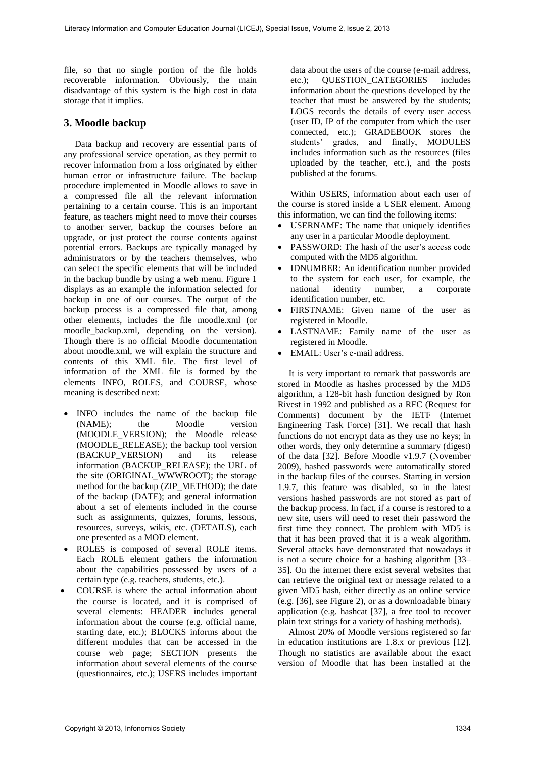file, so that no single portion of the file holds recoverable information. Obviously, the main disadvantage of this system is the high cost in data storage that it implies.

## 3. Moodle backup

Data backup and recovery are essential parts of any professional service operation, as they permit to recover information from a loss originated by either human error or infrastructure failure. The backup procedure implemented in Moodle allows to save in a compressed file all the relevant information pertaining to a certain course. This is an important feature, as teachers might need to move their courses to another server, backup the courses before an upgrade, or just protect the course contents against potential errors. Backups are typically managed by administrators or by the teachers themselves, who can select the specific elements that will be included in the backup bundle by using a web menu. Figure 1 displays as an example the information selected for backup in one of our courses. The output of the backup process is a compressed file that, among other elements, includes the file moodle.xml (or moodle_backup.xml, depending on the version). Though there is no official Moodle documentation about moodle.xml, we will explain the structure and contents of this XML file. The first level of information of the XML file is formed by the elements INFO, ROLES, and COURSE, whose meaning is described next:

- INFO includes the name of the backup file (NAME); the Moodle version (MOODLE_VERSION); the Moodle release (MOODLE_RELEASE); the backup tool version (BACKUP_VERSION) and its release information (BACKUP_RELEASE); the URL of the site (ORIGINAL_WWWROOT); the storage method for the backup (ZIP_METHOD); the date of the backup (DATE); and general information about a set of elements included in the course such as assignments, quizzes, forums, lessons, resources, surveys, wikis, etc. (DETAILS), each one presented as a MOD element.
- ROLES is composed of several ROLE items. Each ROLE element gathers the information about the capabilities possessed by users of a certain type (e.g. teachers, students, etc.).
- COURSE is where the actual information about the course is located, and it is comprised of several elements: HEADER includes general information about the course (e.g. official name, starting date, etc.); BLOCKS informs about the different modules that can be accessed in the course web page; SECTION presents the information about several elements of the course (questionnaires, etc.); USERS includes important data about the users of the course (e-mail address, etc.); QUESTION_CATEGORIES includes information about the questions developed by the teacher that must be answered by the students; LOGS records the details of every user access (user ID, IP of the computer from which the user connected, etc.); GRADEBOOK stores the students' grades, and finally, MODULES includes information such as the resources (files uploaded by the teacher, etc.), and the posts published at the forums.

Within USERS, information about each user of the course is stored inside a USER element. Among this information, we can find the following items:

- USERNAME: The name that uniquely identifies any user in a particular Moodle deployment.
- PASSWORD: The hash of the user's access code computed with the MD5 algorithm.
- IDNUMBER: An identification number provided to the system for each user, for example, the national identity number, a corporate identification number, etc.
- FIRSTNAME: Given name of the user as registered in Moodle.
- LASTNAME: Family name of the user as registered in Moodle.
- EMAIL: User's e-mail address.

It is very important to remark that passwords are stored in Moodle as hashes processed by the MD5 algorithm, a 128-bit hash function designed by Ron Rivest in 1992 and published as a RFC (Request for Comments) document by the IETF (Internet Engineering Task Force) [31]. We recall that hash functions do not encrypt data as they use no keys; in other words, they only determine a summary (digest) of the data [32]. Before Moodle v1.9.7 (November 2009), hashed passwords were automatically stored in the backup files of the courses. Starting in version 1.9.7, this feature was disabled, so in the latest versions hashed passwords are not stored as part of the backup process. In fact, if a course is restored to a new site, users will need to reset their password the first time they connect. The problem with MD5 is that it has been proved that it is a weak algorithm. Several attacks have demonstrated that nowadays it is not a secure choice for a hashing algorithm [33–35]. On the internet there exist several websites that can retrieve the original text or message related to a given MD5 hash, either directly as an online service (e.g. [36], see Figure 2), or as a downloadable binary application (e.g. hashcat [37], a free tool to recover plain text strings for a variety of hashing methods).

Almost 20% of Moodle versions registered so far in education institutions are 1.8.x or previous [12]. Though no statistics are available about the exact version of Moodle that has been installed at the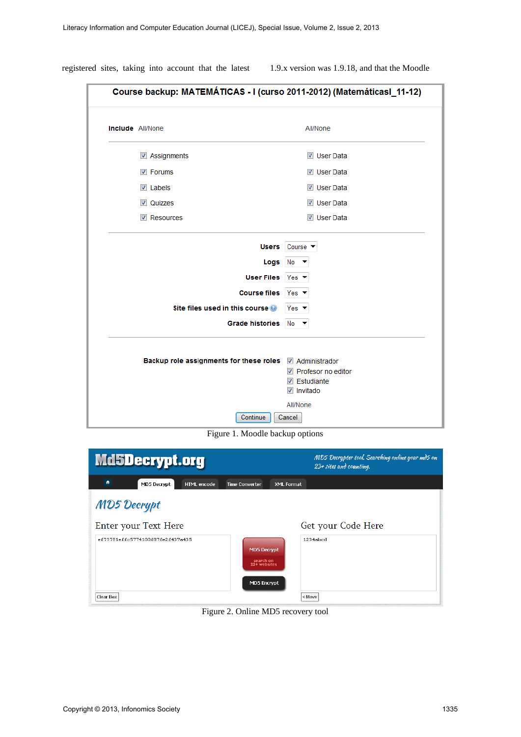registered sites, taking into account that the latest 1.9.x version was 1.9.18, and that the Moodle

Figure 1. Moodle backup options

Figure 2. Online MD5 recovery tool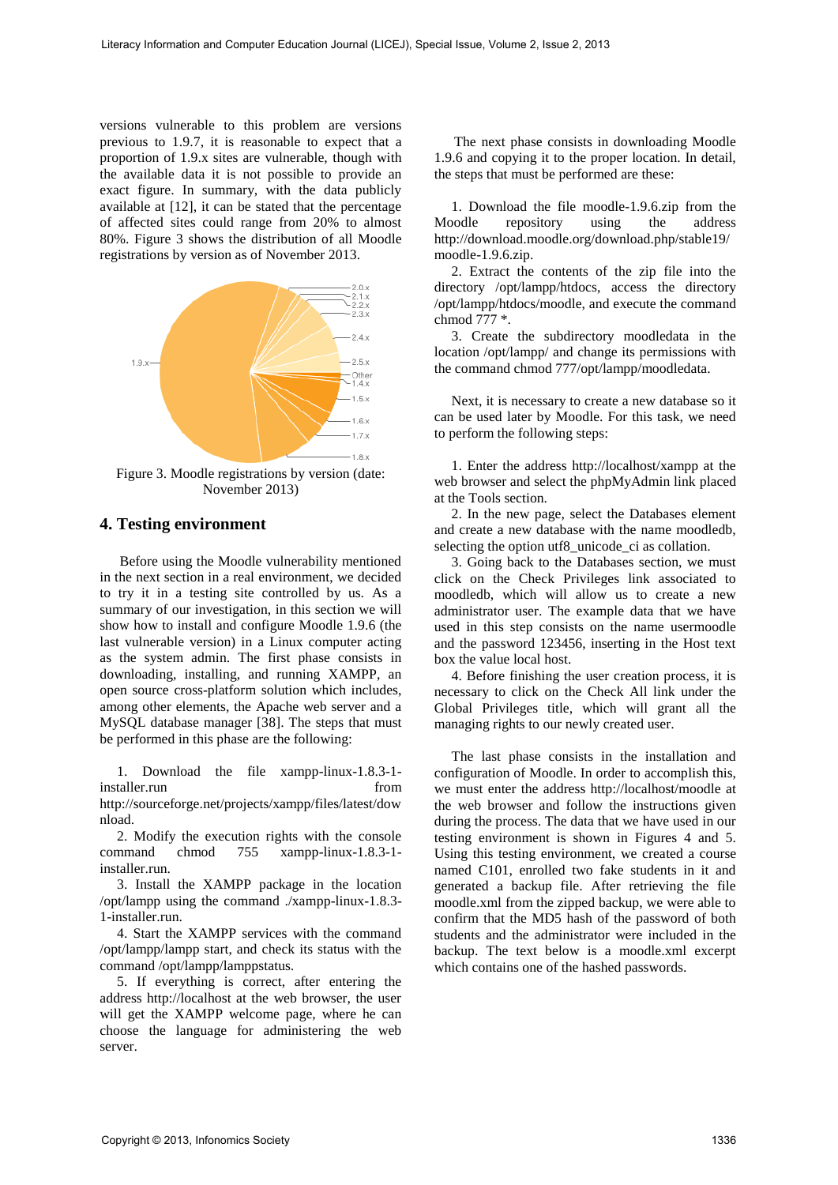versions vulnerable to this problem are versions previous to 1.9.7, it is reasonable to expect that a proportion of 1.9.x sites are vulnerable, though with the available data it is not possible to provide an exact figure. In summary, with the data publicly available at [12], it can be stated that the percentage of affected sites could range from 20% to almost 80%. Figure 3 shows the distribution of all Moodle registrations by version as of November 2013.

Figure 3. Moodle registrations by version (date: November 2013)

## 4. Testing environment

Before using the Moodle vulnerability mentioned in the next section in a real environment, we decided to try it in a testing site controlled by us. As a summary of our investigation, in this section we will show how to install and configure Moodle 1.9.6 (the last vulnerable version) in a Linux computer acting as the system admin. The first phase consists in downloading, installing, and running XAMPP, an open source cross-platform solution which includes, among other elements, the Apache web server and a MySQL database manager [38]. The steps that must be performed in this phase are the following:

1. Download the file xampp-linux-1.8.3-1-installer.run from http://sourceforge.net/projects/xampp/files/latest/download.
2. Modify the execution rights with the console command chmod 755 xampp-linux-1.8.3-1-installer.run.
3. Install the XAMPP package in the location /opt/lampp using the command ./xampp-linux-1.8.3-1-installer.run.
4. Start the XAMPP services with the command /opt/lampp/lampp start, and check its status with the command /opt/lampp/lamppstatus.
5. If everything is correct, after entering the address http://localhost at the web browser, the user will get the XAMPP welcome page, where he can choose the language for administering the web server.

The next phase consists in downloading Moodle 1.9.6 and copying it to the proper location. In detail, the steps that must be performed are these:

1. Download the file moodle-1.9.6.zip from the Moodle repository using the address http://download.moodle.org/download.php/stable19/moodle-1.9.6.zip.
2. Extract the contents of the zip file into the directory /opt/lampp/htdocs, access the directory /opt/lampp/htdocs/moodle, and execute the command chmod 777 *.
3. Create the subdirectory moodledata in the location /opt/lampp/ and change its permissions with the command chmod 777/opt/lampp/moodledata.

Next, it is necessary to create a new database so it can be used later by Moodle. For this task, we need to perform the following steps:

1. Enter the address http://localhost/xampp at the web browser and select the phpMyAdmin link placed at the Tools section.
2. In the new page, select the Databases element and create a new database with the name moodledb, selecting the option utf8_unicode_ci as collation.
3. Going back to the Databases section, we must click on the Check Privileges link associated to moodledb, which will allow us to create a new administrator user. The example data that we have used in this step consists on the name usermoodle and the password 123456, inserting in the Host text box the value local host.
4. Before finishing the user creation process, it is necessary to click on the Check All link under the Global Privileges title, which will grant all the managing rights to our newly created user.

The last phase consists in the installation and configuration of Moodle. In order to accomplish this, we must enter the address http://localhost/moodle at the web browser and follow the instructions given during the process. The data that we have used in our testing environment is shown in Figures 4 and 5. Using this testing environment, we created a course named C101, enrolled two fake students in it and generated a backup file. After retrieving the file moodle.xml from the zipped backup, we were able to confirm that the MD5 hash of the password of both students and the administrator were included in the backup. The text below is a moodle.xml excerpt which contains one of the hashed passwords.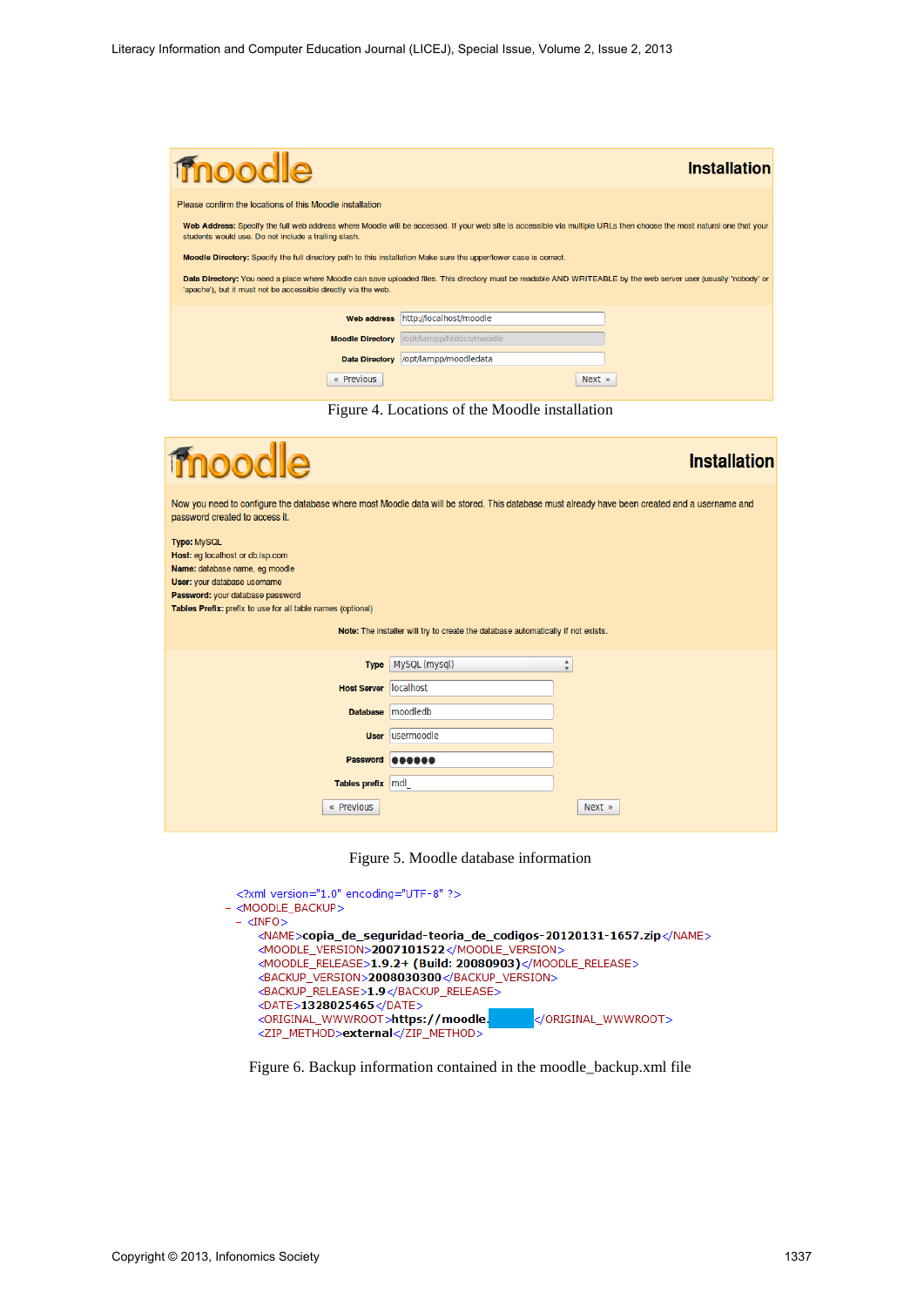Figure 4. Locations of the Moodle installation

Figure 5. Moodle database information

```
<?xml version="1.0" encoding="UTF-8" ?>
- <MOODLE_BACKUP>
  - <INFO>
      <NAME>copia_de_seguridad-teoria_de_codigos-20120131-1657.zip</NAME>
      <MOODLE_VERSION>2007101522</MOODLE_VERSION>
      <MOODLE_RELEASE>1.9.2+ (Build: 20080903)</MOODLE_RELEASE>
      <BACKUP_VERSION>2008030300</BACKUP_VERSION>
      <BACKUP_RELEASE>1.9</BACKUP_RELEASE>
      <DATE>1328025465</DATE>
      <ORIGINAL_WWWROOT>https://moodle.</ORIGINAL_WWWROOT>
      <ZIP_METHOD>external</ZIP_METHOD>
```

Figure 6. Backup information contained in the moodle_backup.xml file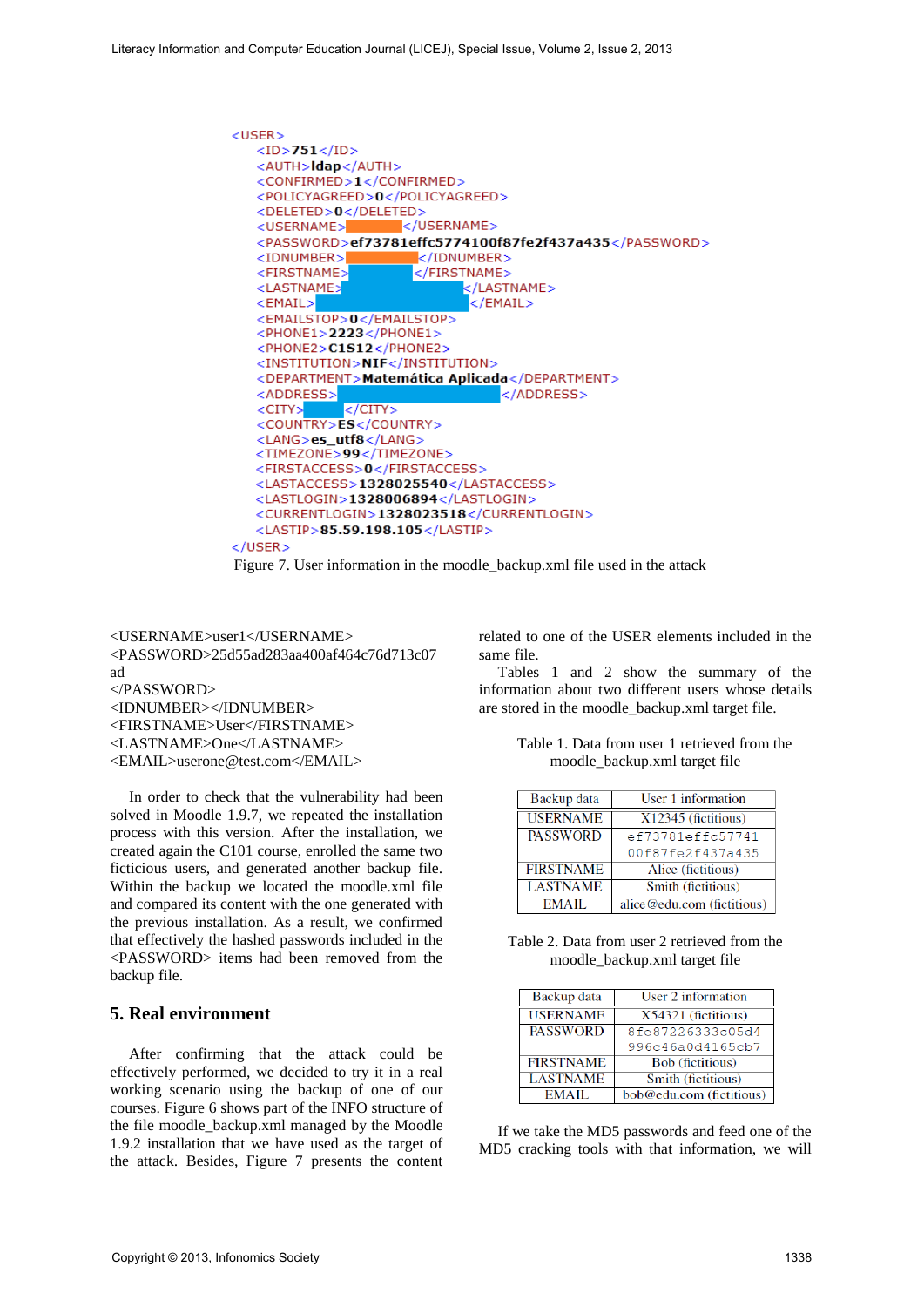```
<USER>
    <ID>751</ID>
    <AUTH>ldap</AUTH>
    <CONFIRMED>1</CONFIRMED>
    <POLICYAGREED>0</POLICYAGREED>
    <DELETED>0</DELETED>
    <USERNAME>        </USERNAME>
    <PASSWORD>ef73781effc5774100f87fe2f437a435</PASSWORD>
    <IDNUMBER>          </IDNUMBER>
    <FIRSTNAME>         </FIRSTNAME>
    <LASTNAME>                 </LASTNAME>
    <EMAIL>                      </EMAIL>
    <EMAILSTOP>0</EMAILSTOP>
    <PHONE1>2223</PHONE1>
    <PHONE2>C1S12</PHONE2>
    <INSTITUTION>NIF</INSTITUTION>
    <DEPARTMENT>Matemática Aplicada</DEPARTMENT>
    <ADDRESS>                       </ADDRESS>
    <CITY>      </CITY>
    <COUNTRY>ES</COUNTRY>
    <LANG>es_utf8</LANG>
    <TIMEZONE>99</TIMEZONE>
    <FIRSTACCESS>0</FIRSTACCESS>
    <LASTACCESS>1328025540</LASTACCESS>
    <LASTLOGIN>1328006894</LASTLOGIN>
    <CURRENTLOGIN>1328023518</CURRENTLOGIN>
    <LASTIP>85.59.198.105</LASTIP>
</USER>
```

Figure 7. User information in the moodle_backup.xml file used in the attack

```
<USERNAME>user1</USERNAME>
<PASSWORD>25d55ad283aa400af464c76d713c07ad
</PASSWORD>
<IDNUMBER></IDNUMBER>
<FIRSTNAME>User</FIRSTNAME>
<LASTNAME>One</LASTNAME>
<EMAIL>userone@test.com</EMAIL>
```

In order to check that the vulnerability had been solved in Moodle 1.9.7, we repeated the installation process with this version. After the installation, we created again the C101 course, enrolled the same two ficticious users, and generated another backup file. Within the backup we located the moodle.xml file and compared its content with the one generated with the previous installation. As a result, we confirmed that effectively the hashed passwords included in the <PASSWORD> items had been removed from the backup file.

## 5. Real environment

After confirming that the attack could be effectively performed, we decided to try it in a real working scenario using the backup of one of our courses. Figure 6 shows part of the INFO structure of the file moodle_backup.xml managed by the Moodle 1.9.2 installation that we have used as the target of the attack. Besides, Figure 7 presents the content related to one of the USER elements included in the same file.

Tables 1 and 2 show the summary of the information about two different users whose details are stored in the moodle_backup.xml target file.

Table 1. Data from user 1 retrieved from the moodle_backup.xml target file

| Backup data | User 1 information |
|---|---|
| USERNAME | X12345 (fictitious) |
| PASSWORD | ef73781effc57741 00f87fe2f437a435 |
| FIRSTNAME | Alice (fictitious) |
| LASTNAME | Smith (fictitious) |
| EMAIL | alice@edu.com (fictitious) |

Table 2. Data from user 2 retrieved from the moodle_backup.xml target file

| Backup data | User 2 information |
|---|---|
| USERNAME | X54321 (fictitious) |
| PASSWORD | 8fe87226333c05d4 996c46a0d4165cb7 |
| FIRSTNAME | Bob (fictitious) |
| LASTNAME | Smith (fictitious) |
| EMAIL | bob@edu.com (fictitious) |

If we take the MD5 passwords and feed one of the MD5 cracking tools with that information, we will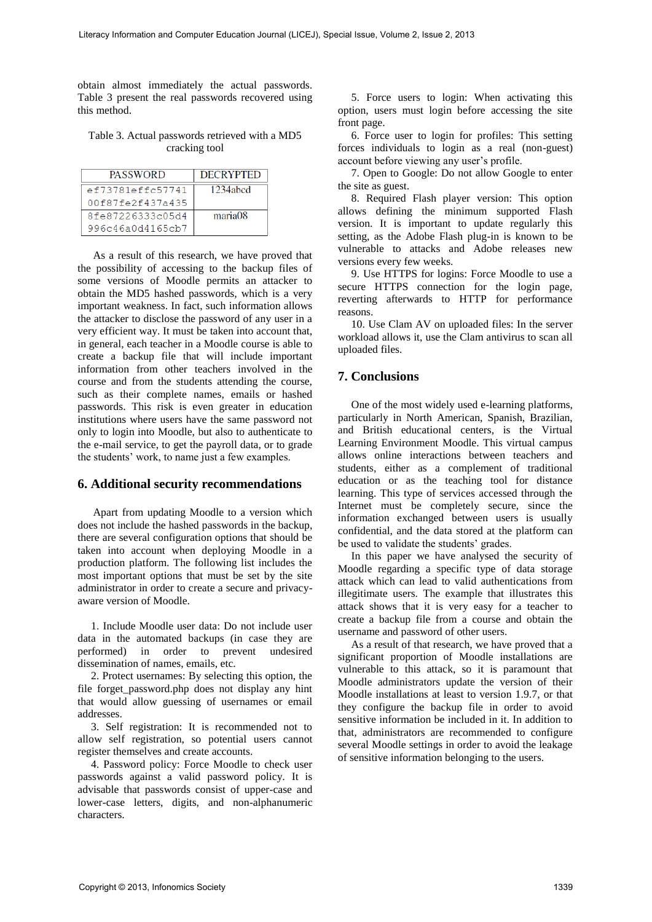obtain almost immediately the actual passwords. Table 3 present the real passwords recovered using this method.

Table 3. Actual passwords retrieved with a MD5 cracking tool

| PASSWORD | DECRYPTED |
|---|---|
| ef73781effc57741 00f87fe2f437a435 | 1234abcd |
| 8fe87226333c05d4 996c46a0d4165cb7 | maria08 |

As a result of this research, we have proved that the possibility of accessing to the backup files of some versions of Moodle permits an attacker to obtain the MD5 hashed passwords, which is a very important weakness. In fact, such information allows the attacker to disclose the password of any user in a very efficient way. It must be taken into account that, in general, each teacher in a Moodle course is able to create a backup file that will include important information from other teachers involved in the course and from the students attending the course, such as their complete names, emails or hashed passwords. This risk is even greater in education institutions where users have the same password not only to login into Moodle, but also to authenticate to the e-mail service, to get the payroll data, or to grade the students' work, to name just a few examples.

## 6. Additional security recommendations

Apart from updating Moodle to a version which does not include the hashed passwords in the backup, there are several configuration options that should be taken into account when deploying Moodle in a production platform. The following list includes the most important options that must be set by the site administrator in order to create a secure and privacy-aware version of Moodle.

1. Include Moodle user data: Do not include user data in the automated backups (in case they are performed) in order to prevent undesired dissemination of names, emails, etc.
2. Protect usernames: By selecting this option, the file forget_password.php does not display any hint that would allow guessing of usernames or email addresses.
3. Self registration: It is recommended not to allow self registration, so potential users cannot register themselves and create accounts.
4. Password policy: Force Moodle to check user passwords against a valid password policy. It is advisable that passwords consist of upper-case and lower-case letters, digits, and non-alphanumeric characters.
5. Force users to login: When activating this option, users must login before accessing the site front page.
6. Force user to login for profiles: This setting forces individuals to login as a real (non-guest) account before viewing any user's profile.
7. Open to Google: Do not allow Google to enter the site as guest.
8. Required Flash player version: This option allows defining the minimum supported Flash version. It is important to update regularly this setting, as the Adobe Flash plug-in is known to be vulnerable to attacks and Adobe releases new versions every few weeks.
9. Use HTTPS for logins: Force Moodle to use a secure HTTPS connection for the login page, reverting afterwards to HTTP for performance reasons.
10. Use Clam AV on uploaded files: In the server workload allows it, use the Clam antivirus to scan all uploaded files.

## 7. Conclusions

One of the most widely used e-learning platforms, particularly in North American, Spanish, Brazilian, and British educational centers, is the Virtual Learning Environment Moodle. This virtual campus allows online interactions between teachers and students, either as a complement of traditional education or as the teaching tool for distance learning. This type of services accessed through the Internet must be completely secure, since the information exchanged between users is usually confidential, and the data stored at the platform can be used to validate the students' grades.

In this paper we have analysed the security of Moodle regarding a specific type of data storage attack which can lead to valid authentications from illegitimate users. The example that illustrates this attack shows that it is very easy for a teacher to create a backup file from a course and obtain the username and password of other users.

As a result of that research, we have proved that a significant proportion of Moodle installations are vulnerable to this attack, so it is paramount that Moodle administrators update the version of their Moodle installations at least to version 1.9.7, or that they configure the backup file in order to avoid sensitive information be included in it. In addition to that, administrators are recommended to configure several Moodle settings in order to avoid the leakage of sensitive information belonging to the users.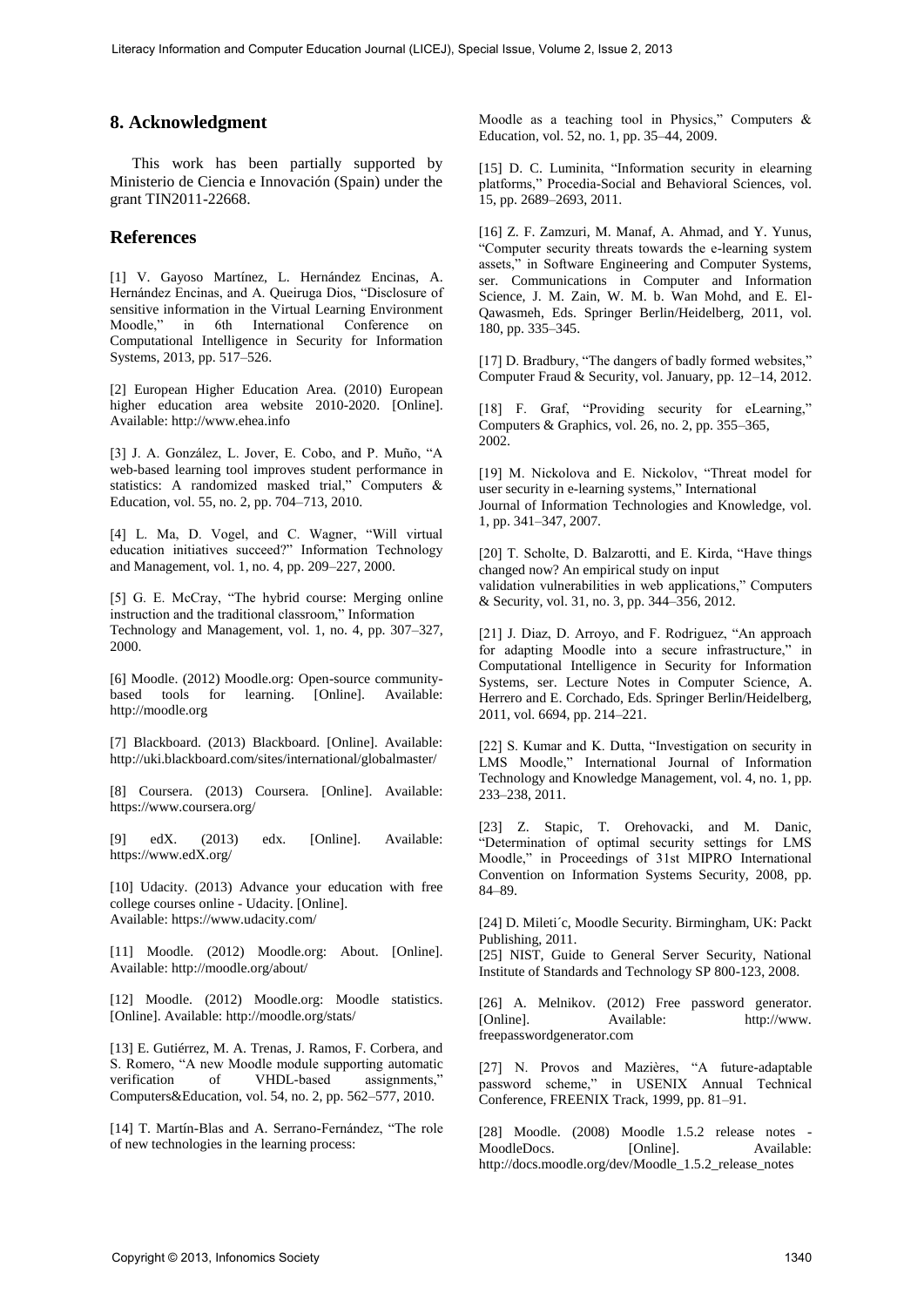## 8. Acknowledgment

This work has been partially supported by Ministerio de Ciencia e Innovación (Spain) under the grant TIN2011-22668.

## References

[1] V. Gayoso Martínez, L. Hernández Encinas, A. Hernández Encinas, and A. Queiruga Dios, "Disclosure of sensitive information in the Virtual Learning Environment Moodle," in 6th International Conference on Computational Intelligence in Security for Information Systems, 2013, pp. 517–526.

[2] European Higher Education Area. (2010) European higher education area website 2010-2020. [Online]. Available: http://www.ehea.info

[3] J. A. González, L. Jover, E. Cobo, and P. Muño, "A web-based learning tool improves student performance in statistics: A randomized masked trial," Computers & Education, vol. 55, no. 2, pp. 704–713, 2010.

[4] L. Ma, D. Vogel, and C. Wagner, "Will virtual education initiatives succeed?" Information Technology and Management, vol. 1, no. 4, pp. 209–227, 2000.

[5] G. E. McCray, "The hybrid course: Merging online instruction and the traditional classroom," Information Technology and Management, vol. 1, no. 4, pp. 307–327, 2000.

[6] Moodle. (2012) Moodle.org: Open-source community-based tools for learning. [Online]. Available: http://moodle.org

[7] Blackboard. (2013) Blackboard. [Online]. Available: http://uki.blackboard.com/sites/international/globalmaster/

[8] Coursera. (2013) Coursera. [Online]. Available: https://www.coursera.org/

[9] edX. (2013) edx. [Online]. Available: https://www.edX.org/

[10] Udacity. (2013) Advance your education with free college courses online - Udacity. [Online]. Available: https://www.udacity.com/

[11] Moodle. (2012) Moodle.org: About. [Online]. Available: http://moodle.org/about/

[12] Moodle. (2012) Moodle.org: Moodle statistics. [Online]. Available: http://moodle.org/stats/

[13] E. Gutiérrez, M. A. Trenas, J. Ramos, F. Corbera, and S. Romero, "A new Moodle module supporting automatic verification of VHDL-based assignments," Computers&Education, vol. 54, no. 2, pp. 562–577, 2010.

[14] T. Martín-Blas and A. Serrano-Fernández, "The role of new technologies in the learning process: Moodle as a teaching tool in Physics," Computers & Education, vol. 52, no. 1, pp. 35–44, 2009.

[15] D. C. Luminita, "Information security in elearning platforms," Procedia-Social and Behavioral Sciences, vol. 15, pp. 2689–2693, 2011.

[16] Z. F. Zamzuri, M. Manaf, A. Ahmad, and Y. Yunus, "Computer security threats towards the e-learning system assets," in Software Engineering and Computer Systems, ser. Communications in Computer and Information Science, J. M. Zain, W. M. b. Wan Mohd, and E. El-Qawasmeh, Eds. Springer Berlin/Heidelberg, 2011, vol. 180, pp. 335–345.

[17] D. Bradbury, "The dangers of badly formed websites," Computer Fraud & Security, vol. January, pp. 12–14, 2012.

[18] F. Graf, "Providing security for eLearning," Computers & Graphics, vol. 26, no. 2, pp. 355–365, 2002.

[19] M. Nickolova and E. Nickolov, "Threat model for user security in e-learning systems," International Journal of Information Technologies and Knowledge, vol. 1, pp. 341–347, 2007.

[20] T. Scholte, D. Balzarotti, and E. Kirda, "Have things changed now? An empirical study on input validation vulnerabilities in web applications," Computers & Security, vol. 31, no. 3, pp. 344–356, 2012.

[21] J. Diaz, D. Arroyo, and F. Rodriguez, "An approach for adapting Moodle into a secure infrastructure," in Computational Intelligence in Security for Information Systems, ser. Lecture Notes in Computer Science, A. Herrero and E. Corchado, Eds. Springer Berlin/Heidelberg, 2011, vol. 6694, pp. 214–221.

[22] S. Kumar and K. Dutta, "Investigation on security in LMS Moodle," International Journal of Information Technology and Knowledge Management, vol. 4, no. 1, pp. 233–238, 2011.

[23] Z. Stapic, T. Orehovacki, and M. Danic, "Determination of optimal security settings for LMS Moodle," in Proceedings of 31st MIPRO International Convention on Information Systems Security, 2008, pp. 84–89.

[24] D. Mileti´c, Moodle Security. Birmingham, UK: Packt Publishing, 2011.

[25] NIST, Guide to General Server Security, National Institute of Standards and Technology SP 800-123, 2008.

[26] A. Melnikov. (2012) Free password generator. [Online]. Available: http://www.freepasswordgenerator.com

[27] N. Provos and Mazières, "A future-adaptable password scheme," in USENIX Annual Technical Conference, FREENIX Track, 1999, pp. 81–91.

[28] Moodle. (2008) Moodle 1.5.2 release notes - MoodleDocs. [Online]. Available: http://docs.moodle.org/dev/Moodle_1.5.2_release_notes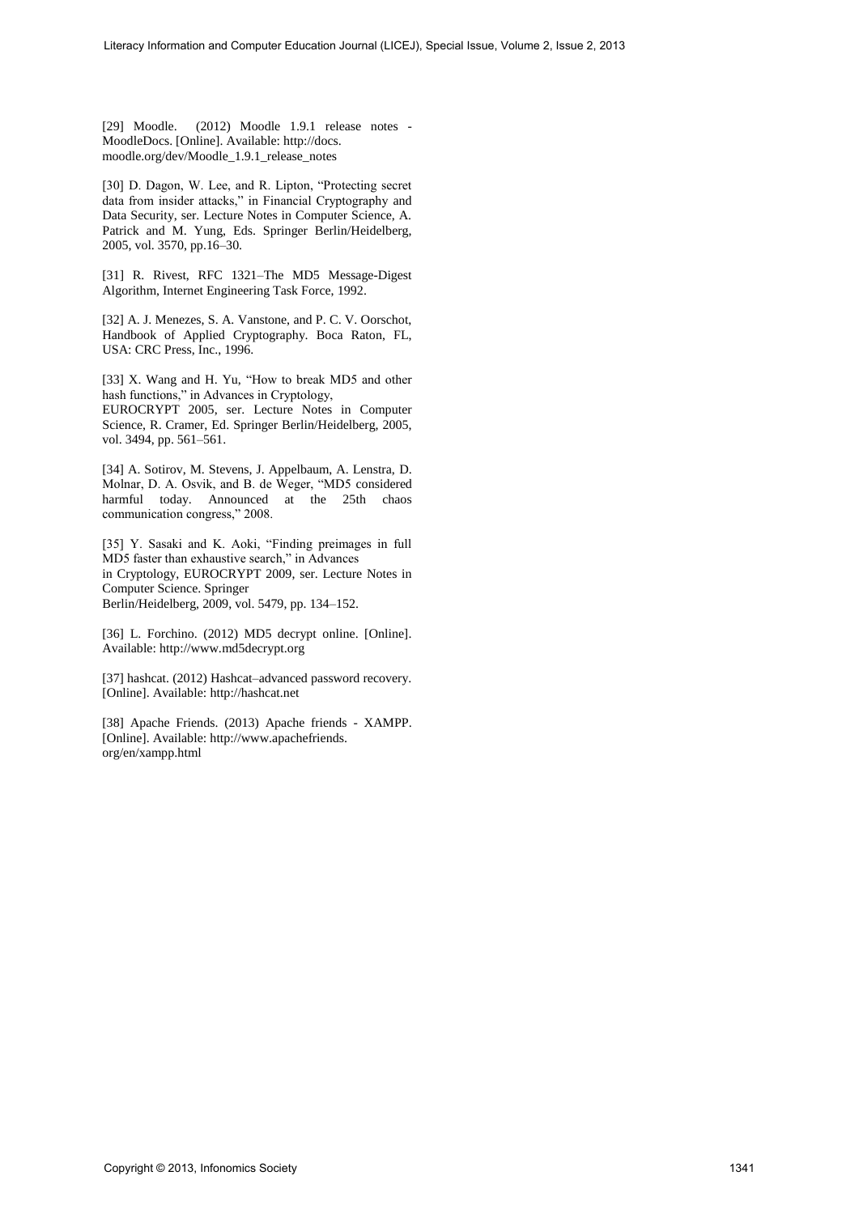[29] Moodle. (2012) Moodle 1.9.1 release notes - MoodleDocs. [Online]. Available: http://docs. moodle.org/dev/Moodle_1.9.1_release_notes

[30] D. Dagon, W. Lee, and R. Lipton, "Protecting secret data from insider attacks," in Financial Cryptography and Data Security, ser. Lecture Notes in Computer Science, A. Patrick and M. Yung, Eds. Springer Berlin/Heidelberg, 2005, vol. 3570, pp.16–30.

[31] R. Rivest, RFC 1321–The MD5 Message-Digest Algorithm, Internet Engineering Task Force, 1992.

[32] A. J. Menezes, S. A. Vanstone, and P. C. V. Oorschot, Handbook of Applied Cryptography. Boca Raton, FL, USA: CRC Press, Inc., 1996.

[33] X. Wang and H. Yu, "How to break MD5 and other hash functions," in Advances in Cryptology, EUROCRYPT 2005, ser. Lecture Notes in Computer Science, R. Cramer, Ed. Springer Berlin/Heidelberg, 2005, vol. 3494, pp. 561–561.

[34] A. Sotirov, M. Stevens, J. Appelbaum, A. Lenstra, D. Molnar, D. A. Osvik, and B. de Weger, "MD5 considered harmful today. Announced at the 25th chaos communication congress," 2008.

[35] Y. Sasaki and K. Aoki, "Finding preimages in full MD5 faster than exhaustive search," in Advances in Cryptology, EUROCRYPT 2009, ser. Lecture Notes in Computer Science. Springer Berlin/Heidelberg, 2009, vol. 5479, pp. 134–152.

[36] L. Forchino. (2012) MD5 decrypt online. [Online]. Available: http://www.md5decrypt.org

[37] hashcat. (2012) Hashcat–advanced password recovery. [Online]. Available: http://hashcat.net

[38] Apache Friends. (2013) Apache friends - XAMPP. [Online]. Available: http://www.apachefriends. org/en/xampp.html